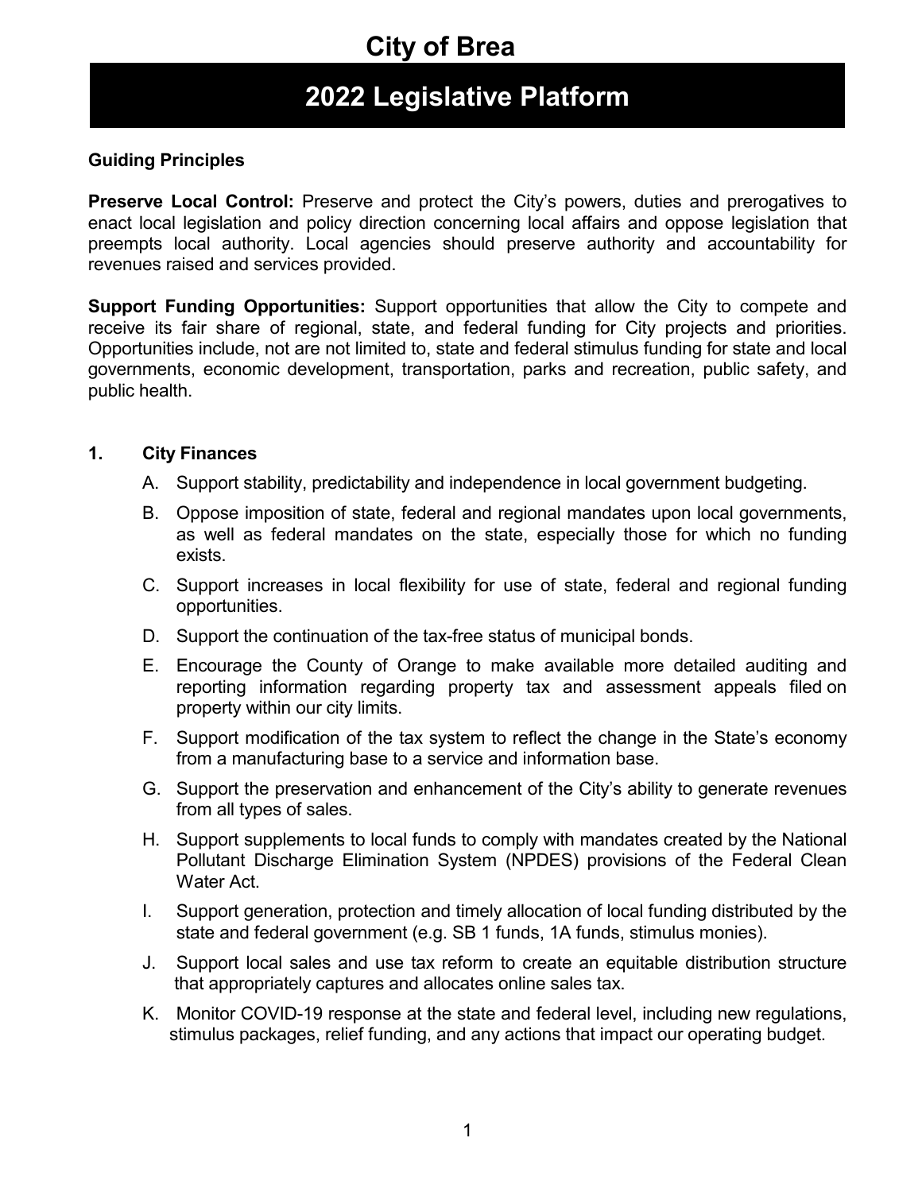# City of Brea

## 2022 Legislative Platform

**Guiding Principles**

**Preserve Local Control:** Preserve and protect the City's powers, duties and prerogatives to enact local legislation and policy direction concerning local affairs and oppose legislation that preempts local authority. Local agencies should preserve authority and accountability for revenues raised and services provided.

**Support Funding Opportunities:** Support opportunities that allow the City to compete and receive its fair share of regional, state, and federal funding for City projects and priorities. Opportunities include, not are not limited to, state and federal stimulus funding for state and local governments, economic development, transportation, parks and recreation, public safety, and public health.

### 1. City Finances

A. Support stability, predictability and independence in local government budgeting.

B. Oppose imposition of state, federal and regional mandates upon local governments, as well as federal mandates on the state, especially those for which no funding exists.

C. Support increases in local flexibility for use of state, federal and regional funding opportunities.

D. Support the continuation of the tax-free status of municipal bonds.

E. Encourage the County of Orange to make available more detailed auditing and reporting information regarding property tax and assessment appeals filed on property within our city limits.

F. Support modification of the tax system to reflect the change in the State's economy from a manufacturing base to a service and information base.

G. Support the preservation and enhancement of the City's ability to generate revenues from all types of sales.

H. Support supplements to local funds to comply with mandates created by the National Pollutant Discharge Elimination System (NPDES) provisions of the Federal Clean Water Act.

I. Support generation, protection and timely allocation of local funding distributed by the state and federal government (e.g. SB 1 funds, 1A funds, stimulus monies).

J. Support local sales and use tax reform to create an equitable distribution structure that appropriately captures and allocates online sales tax.

K. Monitor COVID-19 response at the state and federal level, including new regulations, stimulus packages, relief funding, and any actions that impact our operating budget.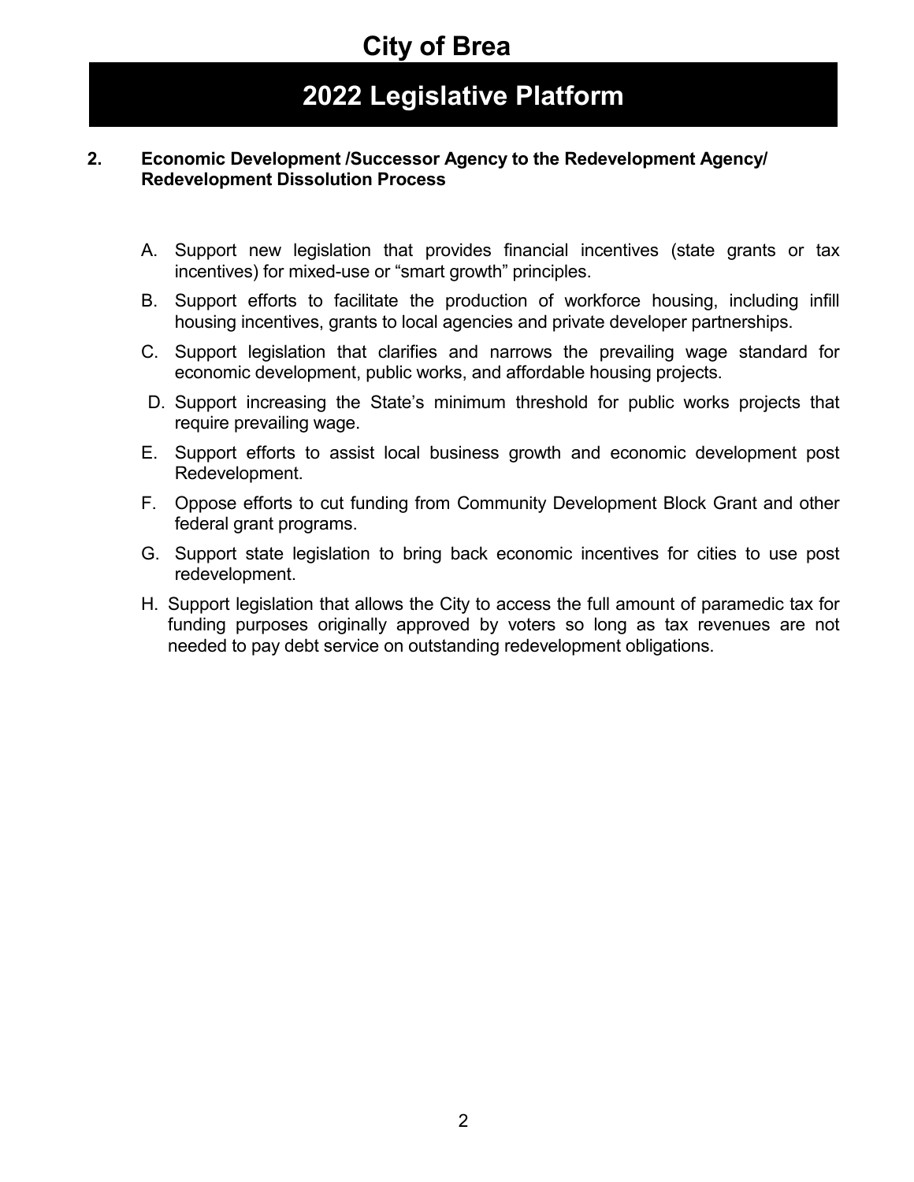## 2. Economic Development /Successor Agency to the Redevelopment Agency/ Redevelopment Dissolution Process

A. Support new legislation that provides financial incentives (state grants or tax incentives) for mixed-use or "smart growth" principles.

B. Support efforts to facilitate the production of workforce housing, including infill housing incentives, grants to local agencies and private developer partnerships.

C. Support legislation that clarifies and narrows the prevailing wage standard for economic development, public works, and affordable housing projects.

D. Support increasing the State's minimum threshold for public works projects that require prevailing wage.

E. Support efforts to assist local business growth and economic development post Redevelopment.

F. Oppose efforts to cut funding from Community Development Block Grant and other federal grant programs.

G. Support state legislation to bring back economic incentives for cities to use post redevelopment.

H. Support legislation that allows the City to access the full amount of paramedic tax for funding purposes originally approved by voters so long as tax revenues are not needed to pay debt service on outstanding redevelopment obligations.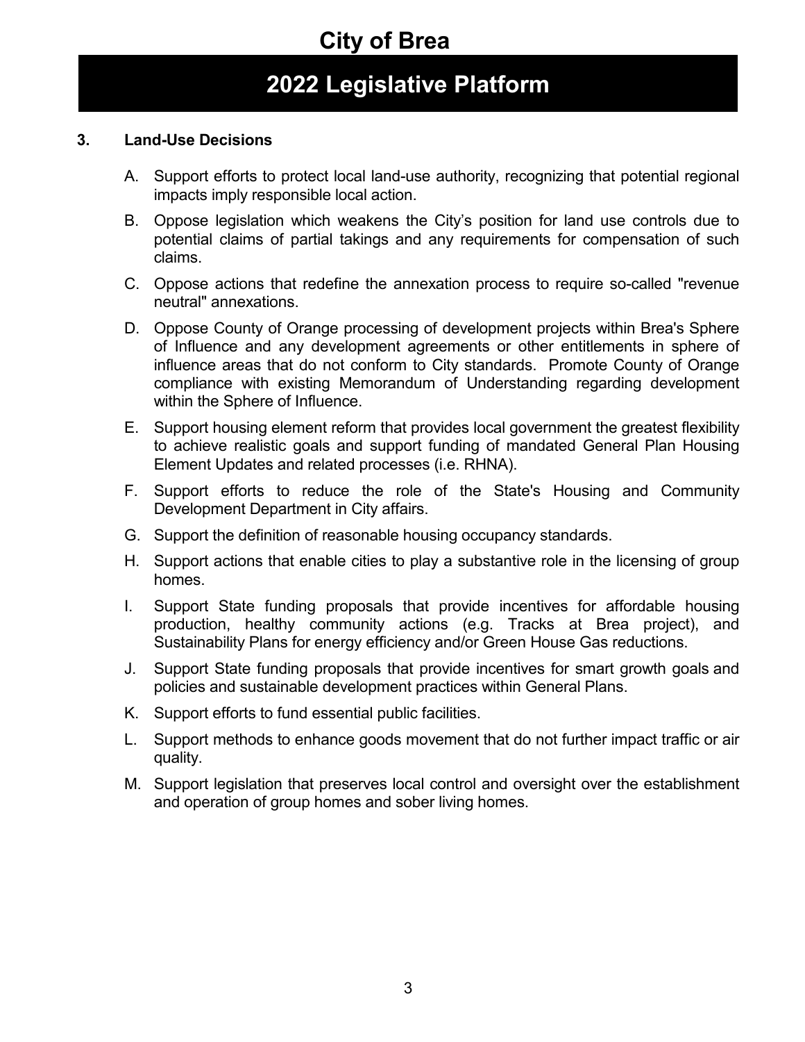# City of Brea

## 2022 Legislative Platform

### 3. Land-Use Decisions

A. Support efforts to protect local land-use authority, recognizing that potential regional impacts imply responsible local action.

B. Oppose legislation which weakens the City's position for land use controls due to potential claims of partial takings and any requirements for compensation of such claims.

C. Oppose actions that redefine the annexation process to require so-called "revenue neutral" annexations.

D. Oppose County of Orange processing of development projects within Brea's Sphere of Influence and any development agreements or other entitlements in sphere of influence areas that do not conform to City standards. Promote County of Orange compliance with existing Memorandum of Understanding regarding development within the Sphere of Influence.

E. Support housing element reform that provides local government the greatest flexibility to achieve realistic goals and support funding of mandated General Plan Housing Element Updates and related processes (i.e. RHNA).

F. Support efforts to reduce the role of the State's Housing and Community Development Department in City affairs.

G. Support the definition of reasonable housing occupancy standards.

H. Support actions that enable cities to play a substantive role in the licensing of group homes.

I. Support State funding proposals that provide incentives for affordable housing production, healthy community actions (e.g. Tracks at Brea project), and Sustainability Plans for energy efficiency and/or Green House Gas reductions.

J. Support State funding proposals that provide incentives for smart growth goals and policies and sustainable development practices within General Plans.

K. Support efforts to fund essential public facilities.

L. Support methods to enhance goods movement that do not further impact traffic or air quality.

M. Support legislation that preserves local control and oversight over the establishment and operation of group homes and sober living homes.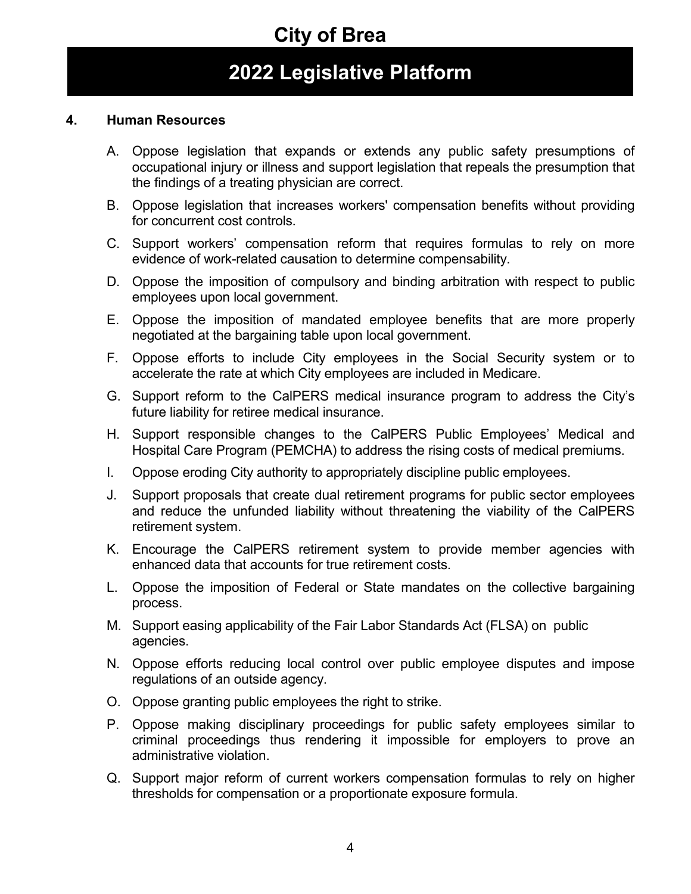## 4. Human Resources

A. Oppose legislation that expands or extends any public safety presumptions of occupational injury or illness and support legislation that repeals the presumption that the findings of a treating physician are correct.

B. Oppose legislation that increases workers' compensation benefits without providing for concurrent cost controls.

C. Support workers' compensation reform that requires formulas to rely on more evidence of work-related causation to determine compensability.

D. Oppose the imposition of compulsory and binding arbitration with respect to public employees upon local government.

E. Oppose the imposition of mandated employee benefits that are more properly negotiated at the bargaining table upon local government.

F. Oppose efforts to include City employees in the Social Security system or to accelerate the rate at which City employees are included in Medicare.

G. Support reform to the CalPERS medical insurance program to address the City's future liability for retiree medical insurance.

H. Support responsible changes to the CalPERS Public Employees' Medical and Hospital Care Program (PEMCHA) to address the rising costs of medical premiums.

I. Oppose eroding City authority to appropriately discipline public employees.

J. Support proposals that create dual retirement programs for public sector employees and reduce the unfunded liability without threatening the viability of the CalPERS retirement system.

K. Encourage the CalPERS retirement system to provide member agencies with enhanced data that accounts for true retirement costs.

L. Oppose the imposition of Federal or State mandates on the collective bargaining process.

M. Support easing applicability of the Fair Labor Standards Act (FLSA) on public agencies.

N. Oppose efforts reducing local control over public employee disputes and impose regulations of an outside agency.

O. Oppose granting public employees the right to strike.

P. Oppose making disciplinary proceedings for public safety employees similar to criminal proceedings thus rendering it impossible for employers to prove an administrative violation.

Q. Support major reform of current workers compensation formulas to rely on higher thresholds for compensation or a proportionate exposure formula.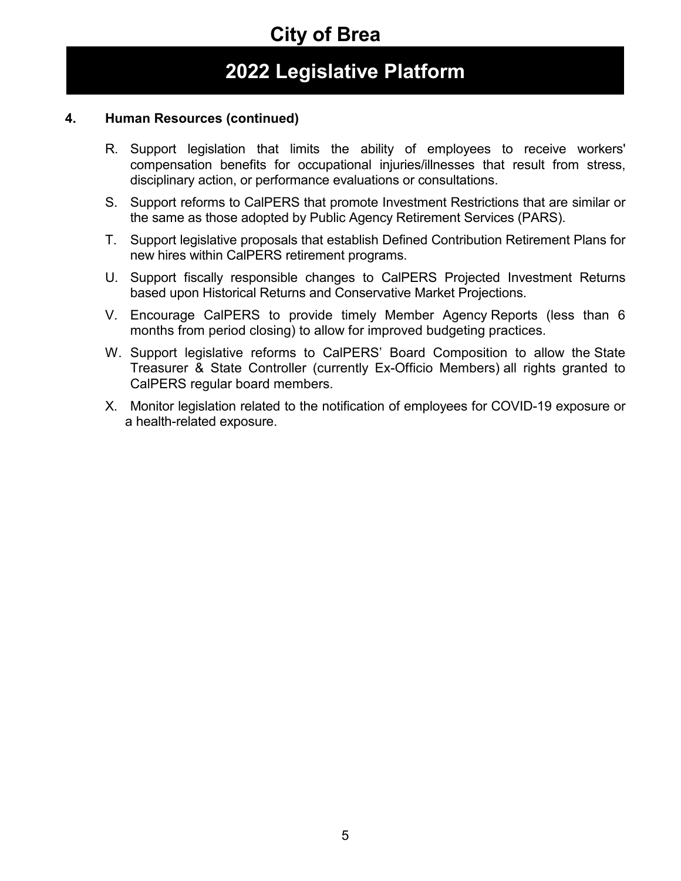## 4. Human Resources (continued)

R. Support legislation that limits the ability of employees to receive workers' compensation benefits for occupational injuries/illnesses that result from stress, disciplinary action, or performance evaluations or consultations.

S. Support reforms to CalPERS that promote Investment Restrictions that are similar or the same as those adopted by Public Agency Retirement Services (PARS).

T. Support legislative proposals that establish Defined Contribution Retirement Plans for new hires within CalPERS retirement programs.

U. Support fiscally responsible changes to CalPERS Projected Investment Returns based upon Historical Returns and Conservative Market Projections.

V. Encourage CalPERS to provide timely Member Agency Reports (less than 6 months from period closing) to allow for improved budgeting practices.

W. Support legislative reforms to CalPERS' Board Composition to allow the State Treasurer & State Controller (currently Ex-Officio Members) all rights granted to CalPERS regular board members.

X. Monitor legislation related to the notification of employees for COVID-19 exposure or a health-related exposure.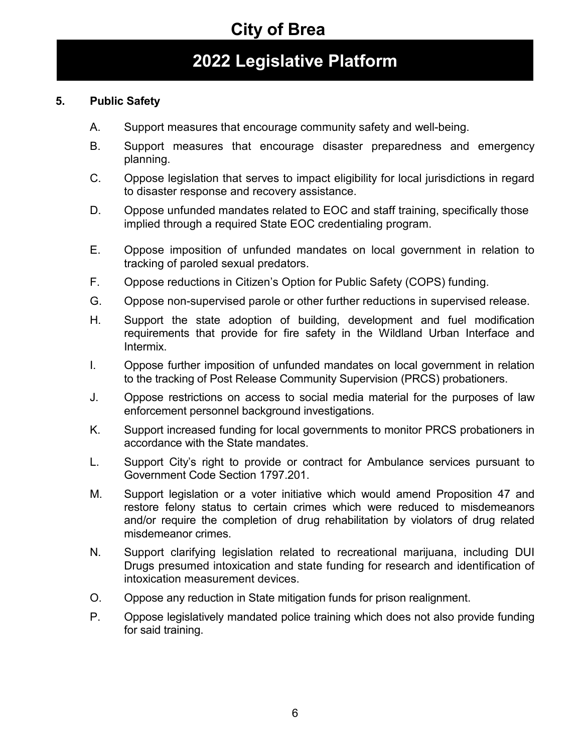# City of Brea

## 2022 Legislative Platform

**5. Public Safety**

A. Support measures that encourage community safety and well-being.

B. Support measures that encourage disaster preparedness and emergency planning.

C. Oppose legislation that serves to impact eligibility for local jurisdictions in regard to disaster response and recovery assistance.

D. Oppose unfunded mandates related to EOC and staff training, specifically those implied through a required State EOC credentialing program.

E. Oppose imposition of unfunded mandates on local government in relation to tracking of paroled sexual predators.

F. Oppose reductions in Citizen's Option for Public Safety (COPS) funding.

G. Oppose non-supervised parole or other further reductions in supervised release.

H. Support the state adoption of building, development and fuel modification requirements that provide for fire safety in the Wildland Urban Interface and Intermix.

I. Oppose further imposition of unfunded mandates on local government in relation to the tracking of Post Release Community Supervision (PRCS) probationers.

J. Oppose restrictions on access to social media material for the purposes of law enforcement personnel background investigations.

K. Support increased funding for local governments to monitor PRCS probationers in accordance with the State mandates.

L. Support City's right to provide or contract for Ambulance services pursuant to Government Code Section 1797.201.

M. Support legislation or a voter initiative which would amend Proposition 47 and restore felony status to certain crimes which were reduced to misdemeanors and/or require the completion of drug rehabilitation by violators of drug related misdemeanor crimes.

N. Support clarifying legislation related to recreational marijuana, including DUI Drugs presumed intoxication and state funding for research and identification of intoxication measurement devices.

O. Oppose any reduction in State mitigation funds for prison realignment.

P. Oppose legislatively mandated police training which does not also provide funding for said training.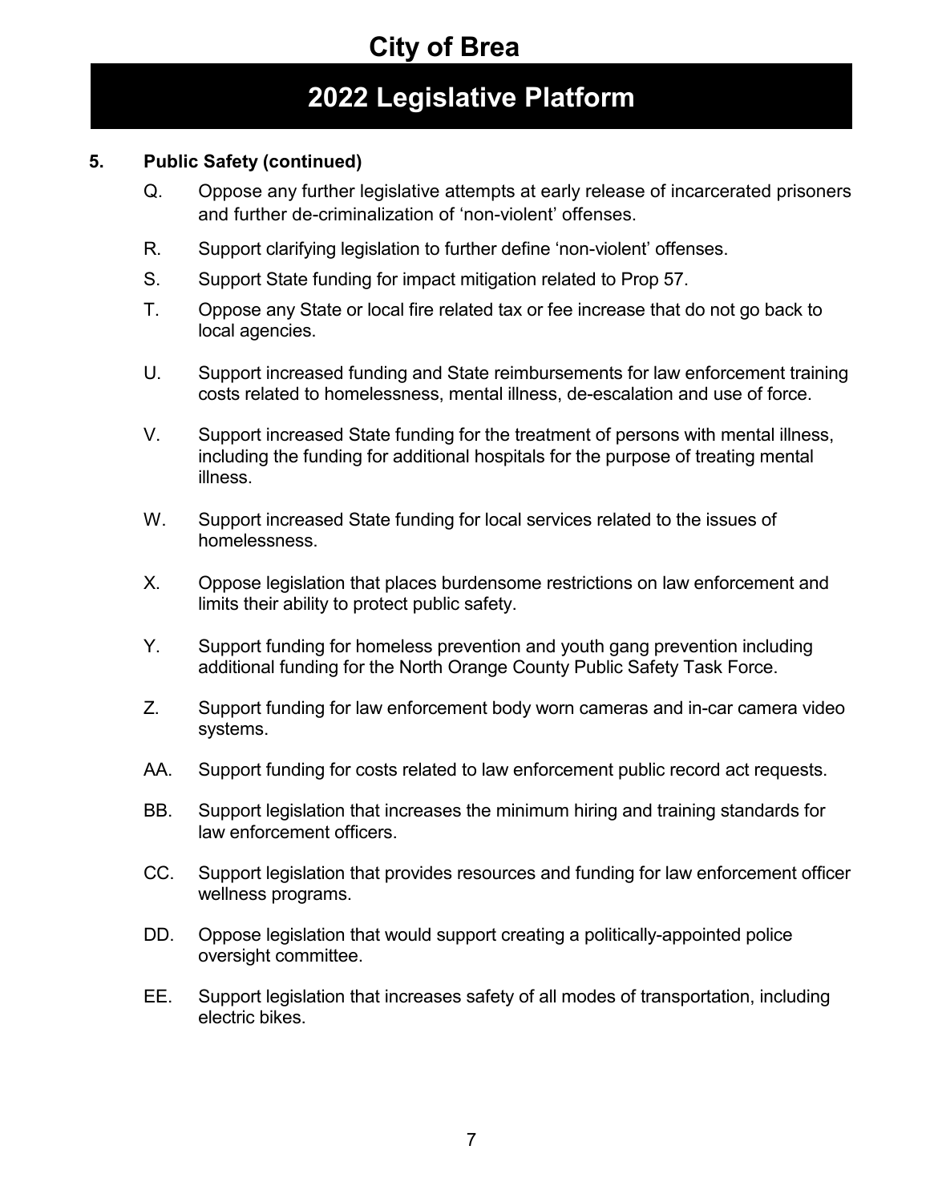# City of Brea

## 2022 Legislative Platform

**5. Public Safety (continued)**

Q. Oppose any further legislative attempts at early release of incarcerated prisoners and further de-criminalization of 'non-violent' offenses.

R. Support clarifying legislation to further define 'non-violent' offenses.

S. Support State funding for impact mitigation related to Prop 57.

T. Oppose any State or local fire related tax or fee increase that do not go back to local agencies.

U. Support increased funding and State reimbursements for law enforcement training costs related to homelessness, mental illness, de-escalation and use of force.

V. Support increased State funding for the treatment of persons with mental illness, including the funding for additional hospitals for the purpose of treating mental illness.

W. Support increased State funding for local services related to the issues of homelessness.

X. Oppose legislation that places burdensome restrictions on law enforcement and limits their ability to protect public safety.

Y. Support funding for homeless prevention and youth gang prevention including additional funding for the North Orange County Public Safety Task Force.

Z. Support funding for law enforcement body worn cameras and in-car camera video systems.

AA. Support funding for costs related to law enforcement public record act requests.

BB. Support legislation that increases the minimum hiring and training standards for law enforcement officers.

CC. Support legislation that provides resources and funding for law enforcement officer wellness programs.

DD. Oppose legislation that would support creating a politically-appointed police oversight committee.

EE. Support legislation that increases safety of all modes of transportation, including electric bikes.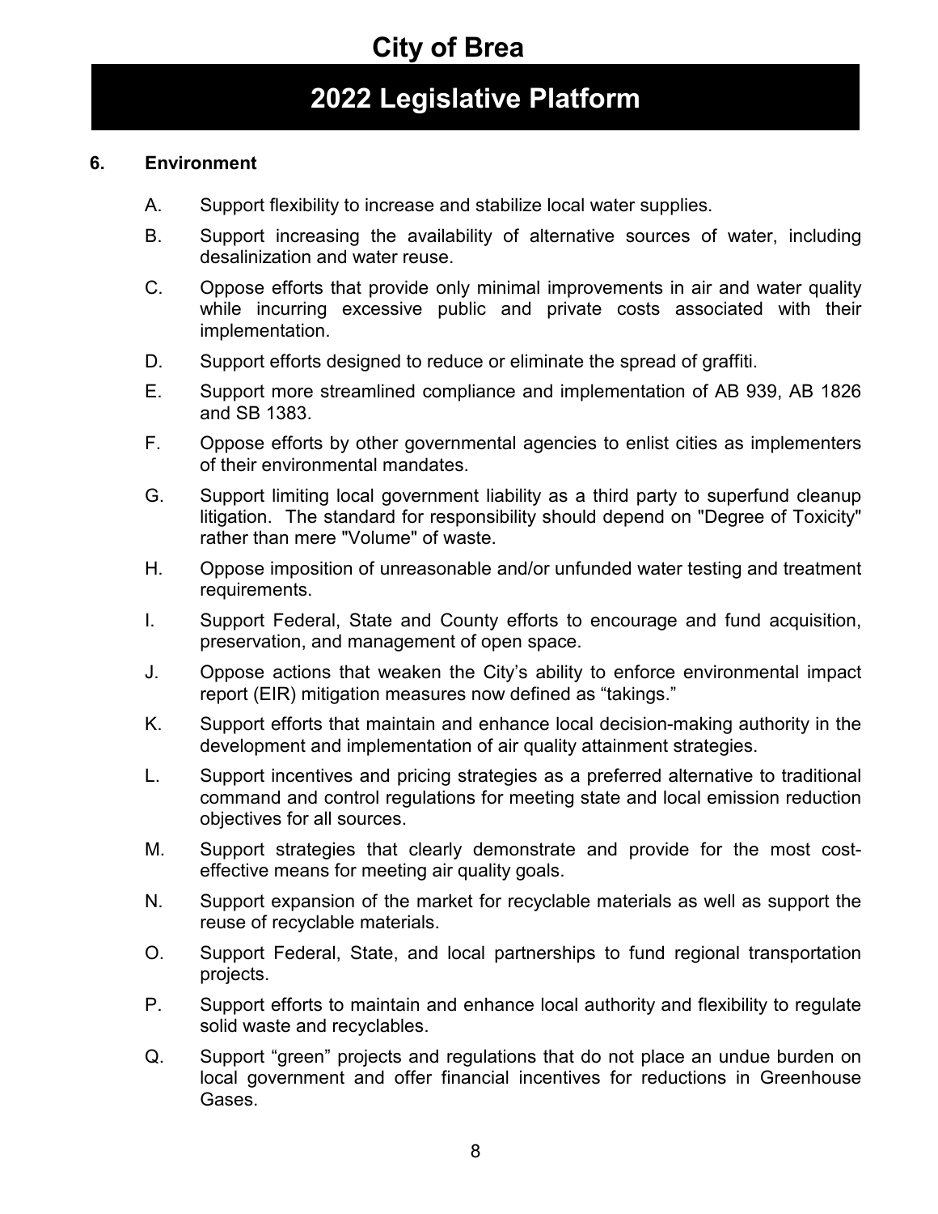## 6. Environment

A. Support flexibility to increase and stabilize local water supplies.

B. Support increasing the availability of alternative sources of water, including desalinization and water reuse.

C. Oppose efforts that provide only minimal improvements in air and water quality while incurring excessive public and private costs associated with their implementation.

D. Support efforts designed to reduce or eliminate the spread of graffiti.

E. Support more streamlined compliance and implementation of AB 939, AB 1826 and SB 1383.

F. Oppose efforts by other governmental agencies to enlist cities as implementers of their environmental mandates.

G. Support limiting local government liability as a third party to superfund cleanup litigation. The standard for responsibility should depend on "Degree of Toxicity" rather than mere "Volume" of waste.

H. Oppose imposition of unreasonable and/or unfunded water testing and treatment requirements.

I. Support Federal, State and County efforts to encourage and fund acquisition, preservation, and management of open space.

J. Oppose actions that weaken the City's ability to enforce environmental impact report (EIR) mitigation measures now defined as "takings."

K. Support efforts that maintain and enhance local decision-making authority in the development and implementation of air quality attainment strategies.

L. Support incentives and pricing strategies as a preferred alternative to traditional command and control regulations for meeting state and local emission reduction objectives for all sources.

M. Support strategies that clearly demonstrate and provide for the most cost-effective means for meeting air quality goals.

N. Support expansion of the market for recyclable materials as well as support the reuse of recyclable materials.

O. Support Federal, State, and local partnerships to fund regional transportation projects.

P. Support efforts to maintain and enhance local authority and flexibility to regulate solid waste and recyclables.

Q. Support "green" projects and regulations that do not place an undue burden on local government and offer financial incentives for reductions in Greenhouse Gases.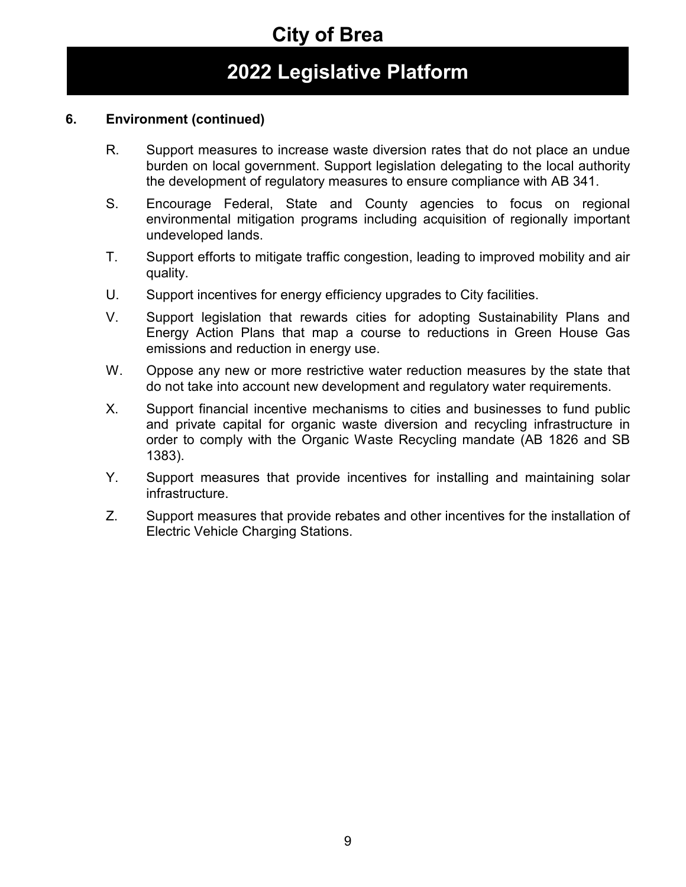# City of Brea

## 2022 Legislative Platform

### 6. Environment (continued)

R. Support measures to increase waste diversion rates that do not place an undue burden on local government. Support legislation delegating to the local authority the development of regulatory measures to ensure compliance with AB 341.

S. Encourage Federal, State and County agencies to focus on regional environmental mitigation programs including acquisition of regionally important undeveloped lands.

T. Support efforts to mitigate traffic congestion, leading to improved mobility and air quality.

U. Support incentives for energy efficiency upgrades to City facilities.

V. Support legislation that rewards cities for adopting Sustainability Plans and Energy Action Plans that map a course to reductions in Green House Gas emissions and reduction in energy use.

W. Oppose any new or more restrictive water reduction measures by the state that do not take into account new development and regulatory water requirements.

X. Support financial incentive mechanisms to cities and businesses to fund public and private capital for organic waste diversion and recycling infrastructure in order to comply with the Organic Waste Recycling mandate (AB 1826 and SB 1383).

Y. Support measures that provide incentives for installing and maintaining solar infrastructure.

Z. Support measures that provide rebates and other incentives for the installation of Electric Vehicle Charging Stations.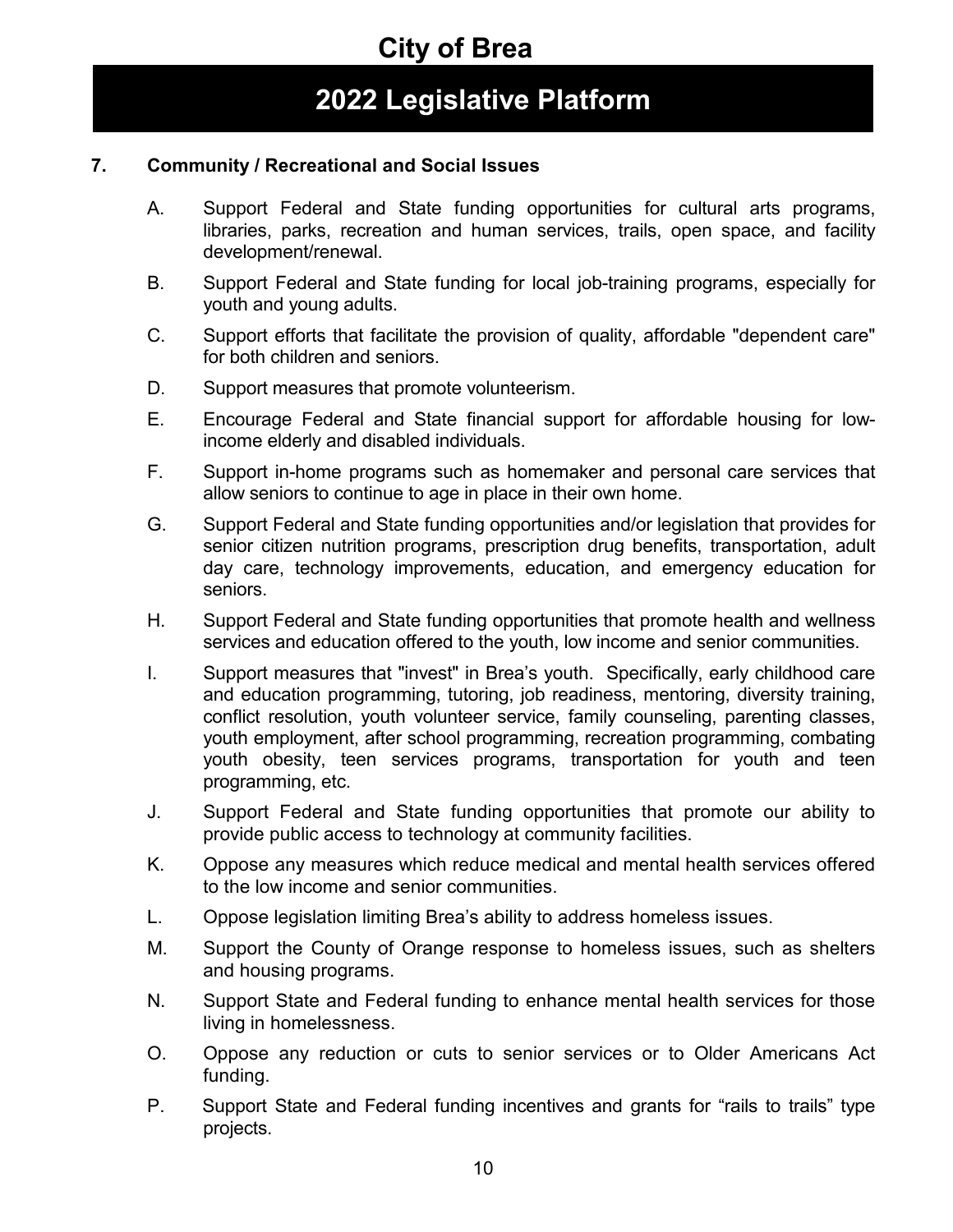## 7. Community / Recreational and Social Issues

A. Support Federal and State funding opportunities for cultural arts programs, libraries, parks, recreation and human services, trails, open space, and facility development/renewal.

B. Support Federal and State funding for local job-training programs, especially for youth and young adults.

C. Support efforts that facilitate the provision of quality, affordable "dependent care" for both children and seniors.

D. Support measures that promote volunteerism.

E. Encourage Federal and State financial support for affordable housing for low-income elderly and disabled individuals.

F. Support in-home programs such as homemaker and personal care services that allow seniors to continue to age in place in their own home.

G. Support Federal and State funding opportunities and/or legislation that provides for senior citizen nutrition programs, prescription drug benefits, transportation, adult day care, technology improvements, education, and emergency education for seniors.

H. Support Federal and State funding opportunities that promote health and wellness services and education offered to the youth, low income and senior communities.

I. Support measures that "invest" in Brea's youth. Specifically, early childhood care and education programming, tutoring, job readiness, mentoring, diversity training, conflict resolution, youth volunteer service, family counseling, parenting classes, youth employment, after school programming, recreation programming, combating youth obesity, teen services programs, transportation for youth and teen programming, etc.

J. Support Federal and State funding opportunities that promote our ability to provide public access to technology at community facilities.

K. Oppose any measures which reduce medical and mental health services offered to the low income and senior communities.

L. Oppose legislation limiting Brea's ability to address homeless issues.

M. Support the County of Orange response to homeless issues, such as shelters and housing programs.

N. Support State and Federal funding to enhance mental health services for those living in homelessness.

O. Oppose any reduction or cuts to senior services or to Older Americans Act funding.

P. Support State and Federal funding incentives and grants for "rails to trails" type projects.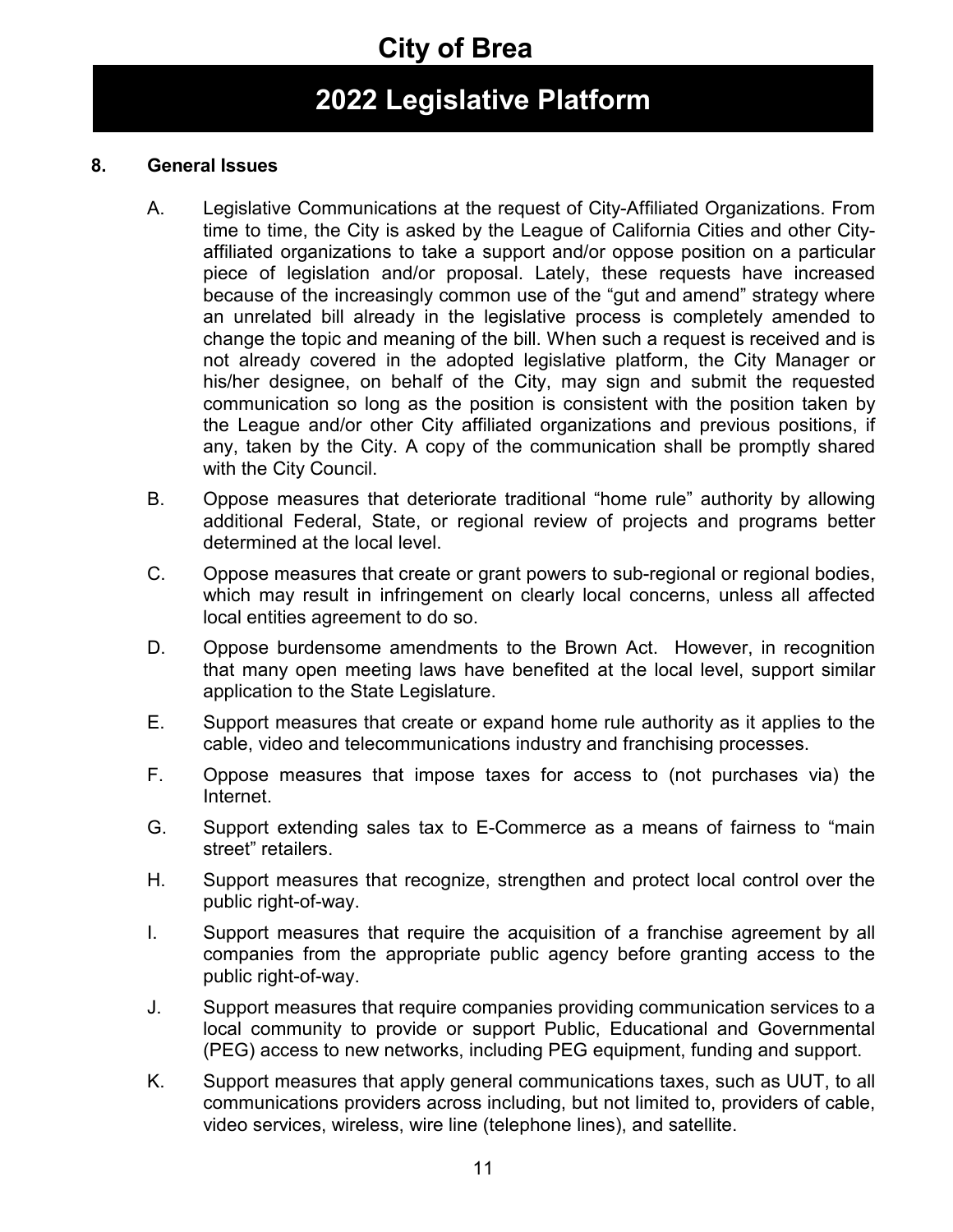## 8. General Issues

A. Legislative Communications at the request of City-Affiliated Organizations. From time to time, the City is asked by the League of California Cities and other City-affiliated organizations to take a support and/or oppose position on a particular piece of legislation and/or proposal. Lately, these requests have increased because of the increasingly common use of the "gut and amend" strategy where an unrelated bill already in the legislative process is completely amended to change the topic and meaning of the bill. When such a request is received and is not already covered in the adopted legislative platform, the City Manager or his/her designee, on behalf of the City, may sign and submit the requested communication so long as the position is consistent with the position taken by the League and/or other City affiliated organizations and previous positions, if any, taken by the City. A copy of the communication shall be promptly shared with the City Council.

B. Oppose measures that deteriorate traditional "home rule" authority by allowing additional Federal, State, or regional review of projects and programs better determined at the local level.

C. Oppose measures that create or grant powers to sub-regional or regional bodies, which may result in infringement on clearly local concerns, unless all affected local entities agreement to do so.

D. Oppose burdensome amendments to the Brown Act. However, in recognition that many open meeting laws have benefited at the local level, support similar application to the State Legislature.

E. Support measures that create or expand home rule authority as it applies to the cable, video and telecommunications industry and franchising processes.

F. Oppose measures that impose taxes for access to (not purchases via) the Internet.

G. Support extending sales tax to E-Commerce as a means of fairness to "main street" retailers.

H. Support measures that recognize, strengthen and protect local control over the public right-of-way.

I. Support measures that require the acquisition of a franchise agreement by all companies from the appropriate public agency before granting access to the public right-of-way.

J. Support measures that require companies providing communication services to a local community to provide or support Public, Educational and Governmental (PEG) access to new networks, including PEG equipment, funding and support.

K. Support measures that apply general communications taxes, such as UUT, to all communications providers across including, but not limited to, providers of cable, video services, wireless, wire line (telephone lines), and satellite.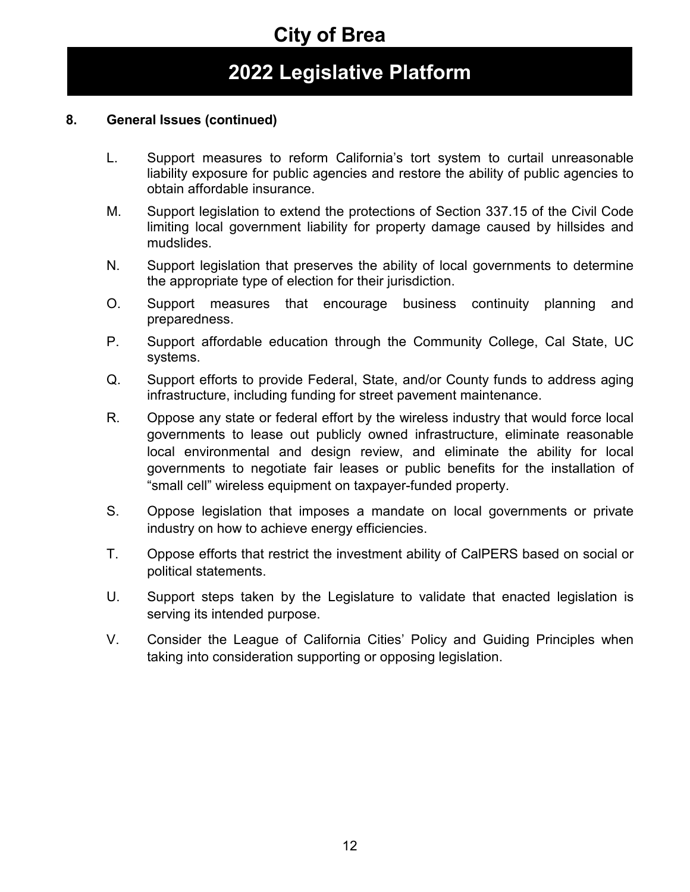# City of Brea

## 2022 Legislative Platform

### 8. General Issues (continued)

L. Support measures to reform California's tort system to curtail unreasonable liability exposure for public agencies and restore the ability of public agencies to obtain affordable insurance.

M. Support legislation to extend the protections of Section 337.15 of the Civil Code limiting local government liability for property damage caused by hillsides and mudslides.

N. Support legislation that preserves the ability of local governments to determine the appropriate type of election for their jurisdiction.

O. Support measures that encourage business continuity planning and preparedness.

P. Support affordable education through the Community College, Cal State, UC systems.

Q. Support efforts to provide Federal, State, and/or County funds to address aging infrastructure, including funding for street pavement maintenance.

R. Oppose any state or federal effort by the wireless industry that would force local governments to lease out publicly owned infrastructure, eliminate reasonable local environmental and design review, and eliminate the ability for local governments to negotiate fair leases or public benefits for the installation of "small cell" wireless equipment on taxpayer-funded property.

S. Oppose legislation that imposes a mandate on local governments or private industry on how to achieve energy efficiencies.

T. Oppose efforts that restrict the investment ability of CalPERS based on social or political statements.

U. Support steps taken by the Legislature to validate that enacted legislation is serving its intended purpose.

V. Consider the League of California Cities' Policy and Guiding Principles when taking into consideration supporting or opposing legislation.